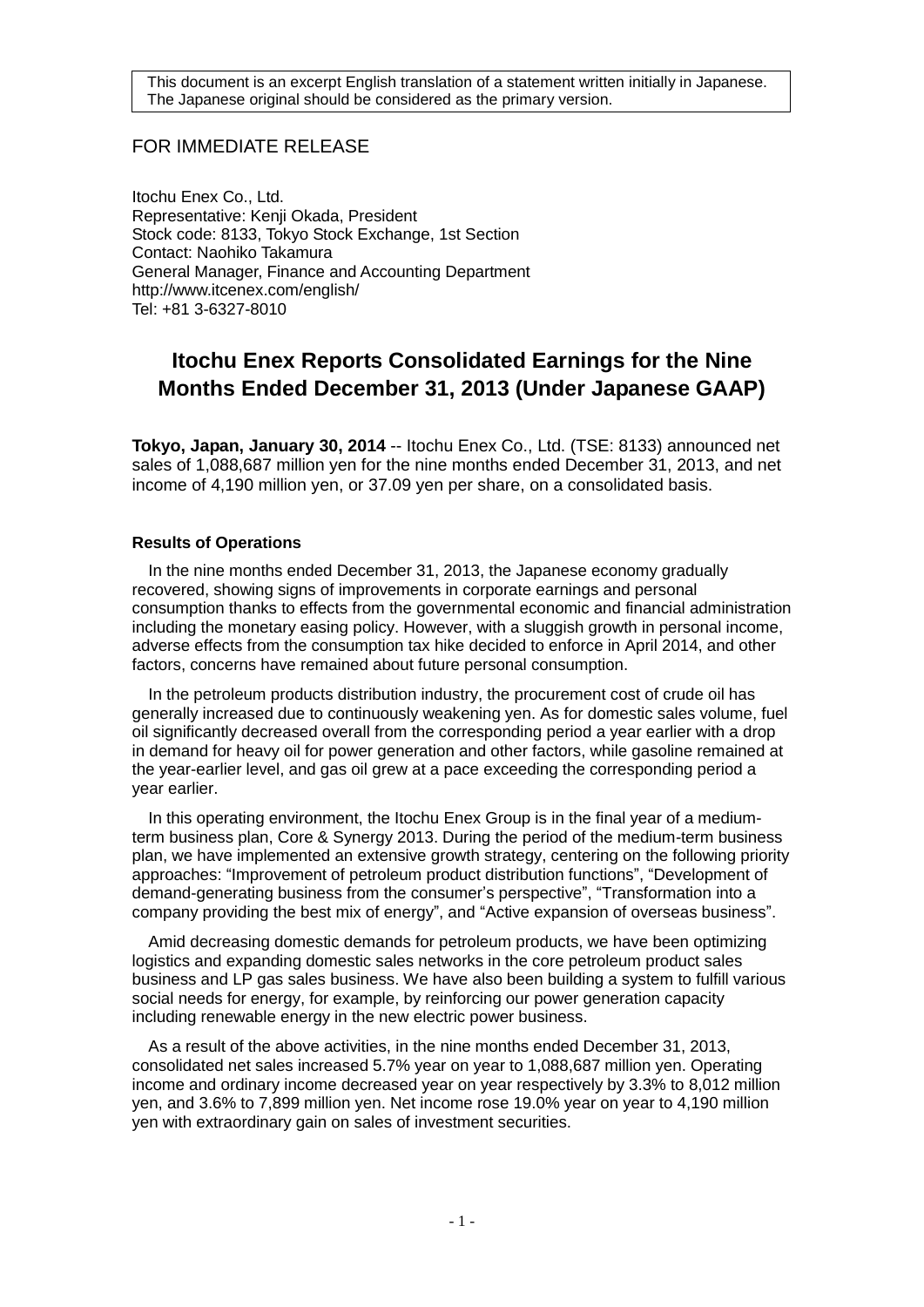This document is an excerpt English translation of a statement written initially in Japanese. The Japanese original should be considered as the primary version.

FOR IMMEDIATE RELEASE

Itochu Enex Co., Ltd.
Representative: Kenji Okada, President
Stock code: 8133, Tokyo Stock Exchange, 1st Section
Contact: Naohiko Takamura
General Manager, Finance and Accounting Department
http://www.itcenex.com/english/
Tel: +81 3-6327-8010

# Itochu Enex Reports Consolidated Earnings for the Nine Months Ended December 31, 2013 (Under Japanese GAAP)

**Tokyo, Japan, January 30, 2014** -- Itochu Enex Co., Ltd. (TSE: 8133) announced net sales of 1,088,687 million yen for the nine months ended December 31, 2013, and net income of 4,190 million yen, or 37.09 yen per share, on a consolidated basis.

### Results of Operations

In the nine months ended December 31, 2013, the Japanese economy gradually recovered, showing signs of improvements in corporate earnings and personal consumption thanks to effects from the governmental economic and financial administration including the monetary easing policy. However, with a sluggish growth in personal income, adverse effects from the consumption tax hike decided to enforce in April 2014, and other factors, concerns have remained about future personal consumption.

In the petroleum products distribution industry, the procurement cost of crude oil has generally increased due to continuously weakening yen. As for domestic sales volume, fuel oil significantly decreased overall from the corresponding period a year earlier with a drop in demand for heavy oil for power generation and other factors, while gasoline remained at the year-earlier level, and gas oil grew at a pace exceeding the corresponding period a year earlier.

In this operating environment, the Itochu Enex Group is in the final year of a medium-term business plan, Core & Synergy 2013. During the period of the medium-term business plan, we have implemented an extensive growth strategy, centering on the following priority approaches: "Improvement of petroleum product distribution functions", "Development of demand-generating business from the consumer's perspective", "Transformation into a company providing the best mix of energy", and "Active expansion of overseas business".

Amid decreasing domestic demands for petroleum products, we have been optimizing logistics and expanding domestic sales networks in the core petroleum product sales business and LP gas sales business. We have also been building a system to fulfill various social needs for energy, for example, by reinforcing our power generation capacity including renewable energy in the new electric power business.

As a result of the above activities, in the nine months ended December 31, 2013, consolidated net sales increased 5.7% year on year to 1,088,687 million yen. Operating income and ordinary income decreased year on year respectively by 3.3% to 8,012 million yen, and 3.6% to 7,899 million yen. Net income rose 19.0% year on year to 4,190 million yen with extraordinary gain on sales of investment securities.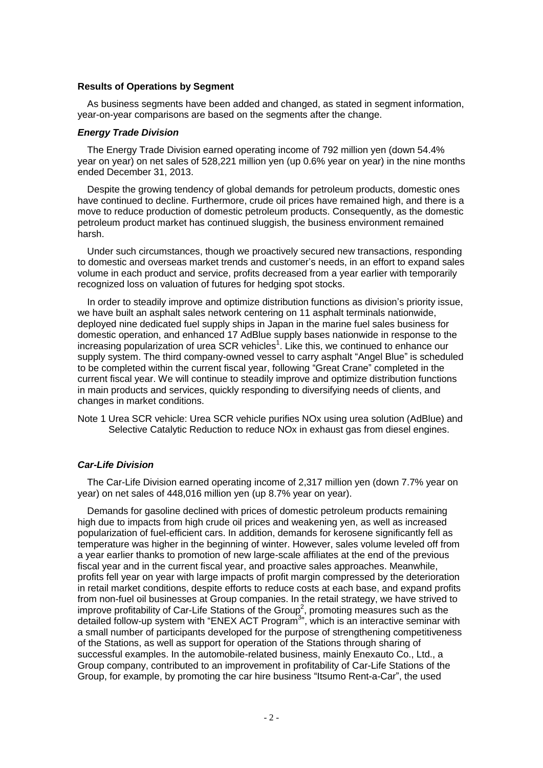**Results of Operations by Segment**

As business segments have been added and changed, as stated in segment information, year-on-year comparisons are based on the segments after the change.

***Energy Trade Division***

The Energy Trade Division earned operating income of 792 million yen (down 54.4% year on year) on net sales of 528,221 million yen (up 0.6% year on year) in the nine months ended December 31, 2013.

Despite the growing tendency of global demands for petroleum products, domestic ones have continued to decline. Furthermore, crude oil prices have remained high, and there is a move to reduce production of domestic petroleum products. Consequently, as the domestic petroleum product market has continued sluggish, the business environment remained harsh.

Under such circumstances, though we proactively secured new transactions, responding to domestic and overseas market trends and customer's needs, in an effort to expand sales volume in each product and service, profits decreased from a year earlier with temporarily recognized loss on valuation of futures for hedging spot stocks.

In order to steadily improve and optimize distribution functions as division's priority issue, we have built an asphalt sales network centering on 11 asphalt terminals nationwide, deployed nine dedicated fuel supply ships in Japan in the marine fuel sales business for domestic operation, and enhanced 17 AdBlue supply bases nationwide in response to the increasing popularization of urea SCR vehicles[1]. Like this, we continued to enhance our supply system. The third company-owned vessel to carry asphalt "Angel Blue" is scheduled to be completed within the current fiscal year, following "Great Crane" completed in the current fiscal year. We will continue to steadily improve and optimize distribution functions in main products and services, quickly responding to diversifying needs of clients, and changes in market conditions.

Note 1 Urea SCR vehicle: Urea SCR vehicle purifies NOx using urea solution (AdBlue) and Selective Catalytic Reduction to reduce NOx in exhaust gas from diesel engines.

***Car-Life Division***

The Car-Life Division earned operating income of 2,317 million yen (down 7.7% year on year) on net sales of 448,016 million yen (up 8.7% year on year).

Demands for gasoline declined with prices of domestic petroleum products remaining high due to impacts from high crude oil prices and weakening yen, as well as increased popularization of fuel-efficient cars. In addition, demands for kerosene significantly fell as temperature was higher in the beginning of winter. However, sales volume leveled off from a year earlier thanks to promotion of new large-scale affiliates at the end of the previous fiscal year and in the current fiscal year, and proactive sales approaches. Meanwhile, profits fell year on year with large impacts of profit margin compressed by the deterioration in retail market conditions, despite efforts to reduce costs at each base, and expand profits from non-fuel oil businesses at Group companies. In the retail strategy, we have strived to improve profitability of Car-Life Stations of the Group[2], promoting measures such as the detailed follow-up system with "ENEX ACT Program[3]", which is an interactive seminar with a small number of participants developed for the purpose of strengthening competitiveness of the Stations, as well as support for operation of the Stations through sharing of successful examples. In the automobile-related business, mainly Enexauto Co., Ltd., a Group company, contributed to an improvement in profitability of Car-Life Stations of the Group, for example, by promoting the car hire business "Itsumo Rent-a-Car", the used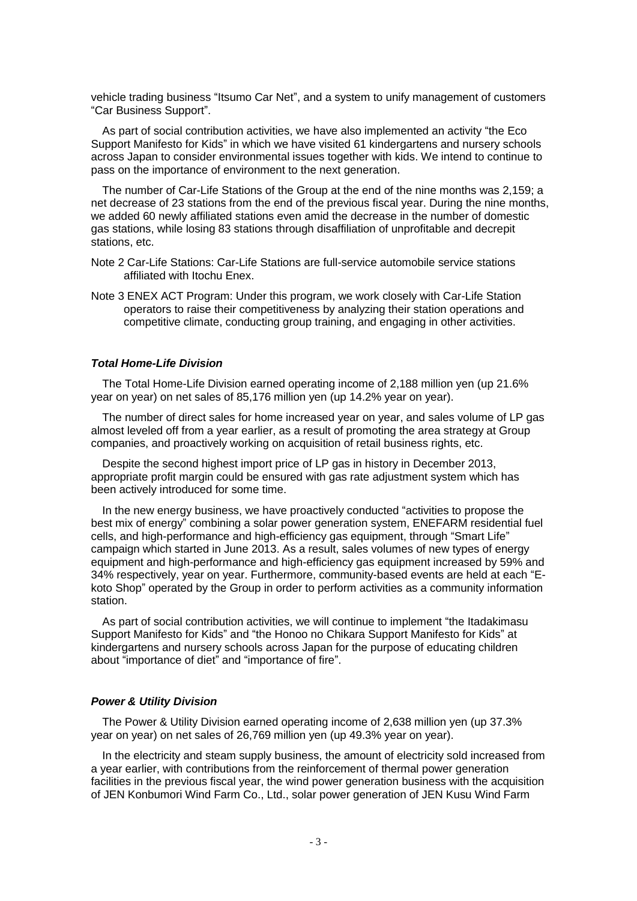vehicle trading business "Itsumo Car Net", and a system to unify management of customers "Car Business Support".

As part of social contribution activities, we have also implemented an activity "the Eco Support Manifesto for Kids" in which we have visited 61 kindergartens and nursery schools across Japan to consider environmental issues together with kids. We intend to continue to pass on the importance of environment to the next generation.

The number of Car-Life Stations of the Group at the end of the nine months was 2,159; a net decrease of 23 stations from the end of the previous fiscal year. During the nine months, we added 60 newly affiliated stations even amid the decrease in the number of domestic gas stations, while losing 83 stations through disaffiliation of unprofitable and decrepit stations, etc.

Note 2 Car-Life Stations: Car-Life Stations are full-service automobile service stations affiliated with Itochu Enex.

Note 3 ENEX ACT Program: Under this program, we work closely with Car-Life Station operators to raise their competitiveness by analyzing their station operations and competitive climate, conducting group training, and engaging in other activities.

### *Total Home-Life Division*

The Total Home-Life Division earned operating income of 2,188 million yen (up 21.6% year on year) on net sales of 85,176 million yen (up 14.2% year on year).

The number of direct sales for home increased year on year, and sales volume of LP gas almost leveled off from a year earlier, as a result of promoting the area strategy at Group companies, and proactively working on acquisition of retail business rights, etc.

Despite the second highest import price of LP gas in history in December 2013, appropriate profit margin could be ensured with gas rate adjustment system which has been actively introduced for some time.

In the new energy business, we have proactively conducted "activities to propose the best mix of energy" combining a solar power generation system, ENEFARM residential fuel cells, and high-performance and high-efficiency gas equipment, through "Smart Life" campaign which started in June 2013. As a result, sales volumes of new types of energy equipment and high-performance and high-efficiency gas equipment increased by 59% and 34% respectively, year on year. Furthermore, community-based events are held at each "E-koto Shop" operated by the Group in order to perform activities as a community information station.

As part of social contribution activities, we will continue to implement "the Itadakimasu Support Manifesto for Kids" and "the Honoo no Chikara Support Manifesto for Kids" at kindergartens and nursery schools across Japan for the purpose of educating children about "importance of diet" and "importance of fire".

### *Power & Utility Division*

The Power & Utility Division earned operating income of 2,638 million yen (up 37.3% year on year) on net sales of 26,769 million yen (up 49.3% year on year).

In the electricity and steam supply business, the amount of electricity sold increased from a year earlier, with contributions from the reinforcement of thermal power generation facilities in the previous fiscal year, the wind power generation business with the acquisition of JEN Konbumori Wind Farm Co., Ltd., solar power generation of JEN Kusu Wind Farm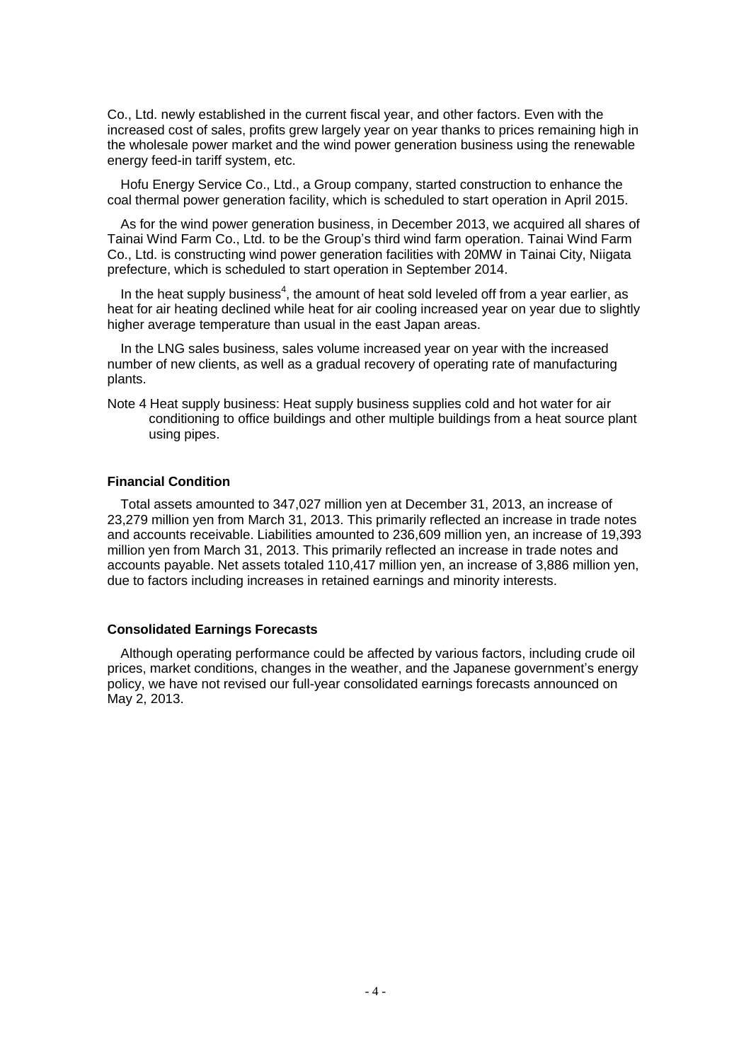Co., Ltd. newly established in the current fiscal year, and other factors. Even with the increased cost of sales, profits grew largely year on year thanks to prices remaining high in the wholesale power market and the wind power generation business using the renewable energy feed-in tariff system, etc.

Hofu Energy Service Co., Ltd., a Group company, started construction to enhance the coal thermal power generation facility, which is scheduled to start operation in April 2015.

As for the wind power generation business, in December 2013, we acquired all shares of Tainai Wind Farm Co., Ltd. to be the Group's third wind farm operation. Tainai Wind Farm Co., Ltd. is constructing wind power generation facilities with 20MW in Tainai City, Niigata prefecture, which is scheduled to start operation in September 2014.

In the heat supply business[4], the amount of heat sold leveled off from a year earlier, as heat for air heating declined while heat for air cooling increased year on year due to slightly higher average temperature than usual in the east Japan areas.

In the LNG sales business, sales volume increased year on year with the increased number of new clients, as well as a gradual recovery of operating rate of manufacturing plants.

Note 4 Heat supply business: Heat supply business supplies cold and hot water for air conditioning to office buildings and other multiple buildings from a heat source plant using pipes.

**Financial Condition**

Total assets amounted to 347,027 million yen at December 31, 2013, an increase of 23,279 million yen from March 31, 2013. This primarily reflected an increase in trade notes and accounts receivable. Liabilities amounted to 236,609 million yen, an increase of 19,393 million yen from March 31, 2013. This primarily reflected an increase in trade notes and accounts payable. Net assets totaled 110,417 million yen, an increase of 3,886 million yen, due to factors including increases in retained earnings and minority interests.

**Consolidated Earnings Forecasts**

Although operating performance could be affected by various factors, including crude oil prices, market conditions, changes in the weather, and the Japanese government's energy policy, we have not revised our full-year consolidated earnings forecasts announced on May 2, 2013.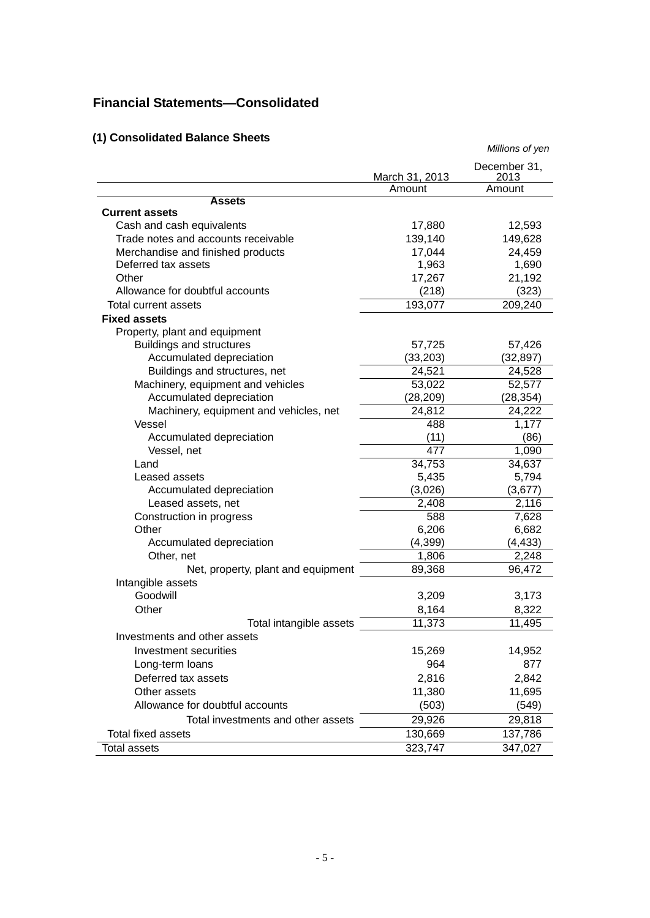# Financial Statements—Consolidated

## (1) Consolidated Balance Sheets

*Millions of yen*

| | March 31, 2013 | December 31, 2013 |
|---|---|---|
| | Amount | Amount |
| **Assets** | | |
| **Current assets** | | |
| Cash and cash equivalents | 17,880 | 12,593 |
| Trade notes and accounts receivable | 139,140 | 149,628 |
| Merchandise and finished products | 17,044 | 24,459 |
| Deferred tax assets | 1,963 | 1,690 |
| Other | 17,267 | 21,192 |
| Allowance for doubtful accounts | (218) | (323) |
| Total current assets | 193,077 | 209,240 |
| **Fixed assets** | | |
| Property, plant and equipment | | |
| Buildings and structures | 57,725 | 57,426 |
| Accumulated depreciation | (33,203) | (32,897) |
| Buildings and structures, net | 24,521 | 24,528 |
| Machinery, equipment and vehicles | 53,022 | 52,577 |
| Accumulated depreciation | (28,209) | (28,354) |
| Machinery, equipment and vehicles, net | 24,812 | 24,222 |
| Vessel | 488 | 1,177 |
| Accumulated depreciation | (11) | (86) |
| Vessel, net | 477 | 1,090 |
| Land | 34,753 | 34,637 |
| Leased assets | 5,435 | 5,794 |
| Accumulated depreciation | (3,026) | (3,677) |
| Leased assets, net | 2,408 | 2,116 |
| Construction in progress | 588 | 7,628 |
| Other | 6,206 | 6,682 |
| Accumulated depreciation | (4,399) | (4,433) |
| Other, net | 1,806 | 2,248 |
| Net, property, plant and equipment | 89,368 | 96,472 |
| Intangible assets | | |
| Goodwill | 3,209 | 3,173 |
| Other | 8,164 | 8,322 |
| Total intangible assets | 11,373 | 11,495 |
| Investments and other assets | | |
| Investment securities | 15,269 | 14,952 |
| Long-term loans | 964 | 877 |
| Deferred tax assets | 2,816 | 2,842 |
| Other assets | 11,380 | 11,695 |
| Allowance for doubtful accounts | (503) | (549) |
| Total investments and other assets | 29,926 | 29,818 |
| Total fixed assets | 130,669 | 137,786 |
| Total assets | 323,747 | 347,027 |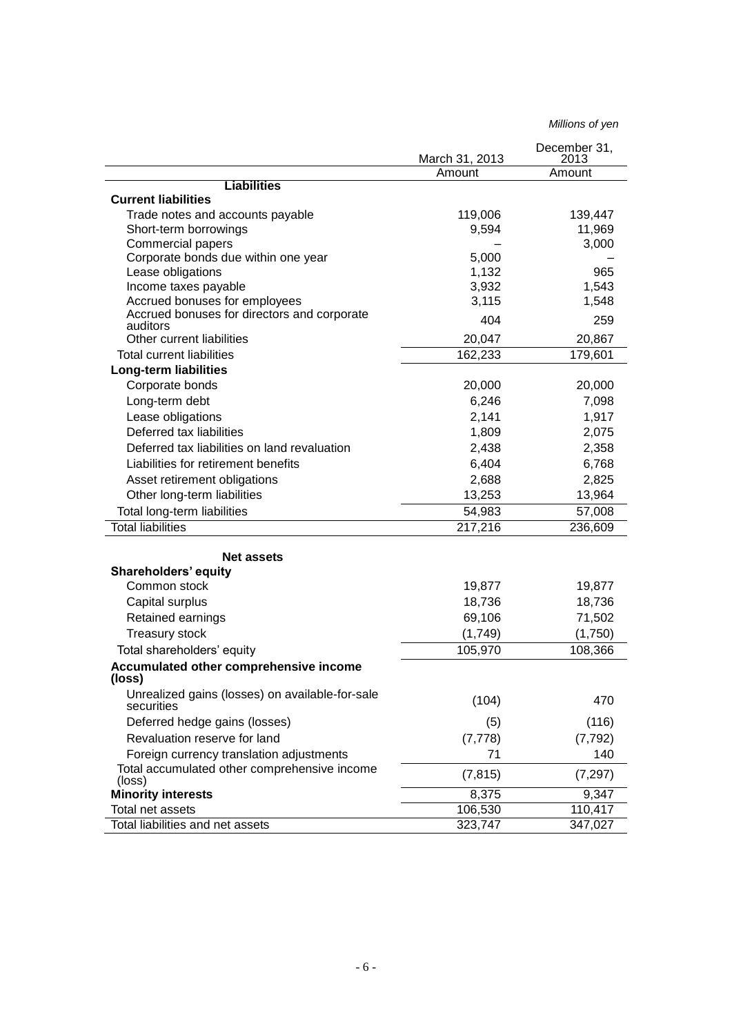*Millions of yen*

| | March 31, 2013 | December 31, 2013 |
|---|---|---|
| | Amount | Amount |
| **Liabilities** | | |
| **Current liabilities** | | |
| Trade notes and accounts payable | 119,006 | 139,447 |
| Short-term borrowings | 9,594 | 11,969 |
| Commercial papers | – | 3,000 |
| Corporate bonds due within one year | 5,000 | – |
| Lease obligations | 1,132 | 965 |
| Income taxes payable | 3,932 | 1,543 |
| Accrued bonuses for employees | 3,115 | 1,548 |
| Accrued bonuses for directors and corporate auditors | 404 | 259 |
| Other current liabilities | 20,047 | 20,867 |
| Total current liabilities | 162,233 | 179,601 |
| **Long-term liabilities** | | |
| Corporate bonds | 20,000 | 20,000 |
| Long-term debt | 6,246 | 7,098 |
| Lease obligations | 2,141 | 1,917 |
| Deferred tax liabilities | 1,809 | 2,075 |
| Deferred tax liabilities on land revaluation | 2,438 | 2,358 |
| Liabilities for retirement benefits | 6,404 | 6,768 |
| Asset retirement obligations | 2,688 | 2,825 |
| Other long-term liabilities | 13,253 | 13,964 |
| Total long-term liabilities | 54,983 | 57,008 |
| Total liabilities | 217,216 | 236,609 |
| **Net assets** | | |
| **Shareholders' equity** | | |
| Common stock | 19,877 | 19,877 |
| Capital surplus | 18,736 | 18,736 |
| Retained earnings | 69,106 | 71,502 |
| Treasury stock | (1,749) | (1,750) |
| Total shareholders' equity | 105,970 | 108,366 |
| **Accumulated other comprehensive income (loss)** | | |
| Unrealized gains (losses) on available-for-sale securities | (104) | 470 |
| Deferred hedge gains (losses) | (5) | (116) |
| Revaluation reserve for land | (7,778) | (7,792) |
| Foreign currency translation adjustments | 71 | 140 |
| Total accumulated other comprehensive income (loss) | (7,815) | (7,297) |
| **Minority interests** | 8,375 | 9,347 |
| Total net assets | 106,530 | 110,417 |
| Total liabilities and net assets | 323,747 | 347,027 |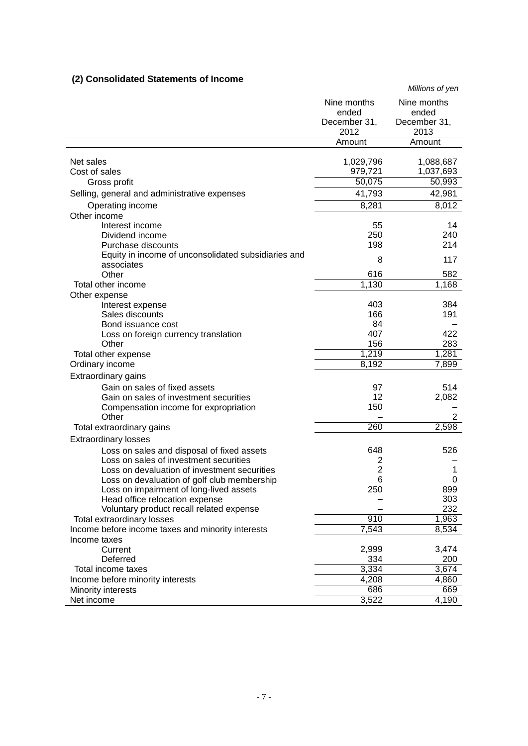### (2) Consolidated Statements of Income

*Millions of yen*

| | Nine months ended December 31, 2012 | Nine months ended December 31, 2013 |
|---|---|---|
| | Amount | Amount |
| Net sales | 1,029,796 | 1,088,687 |
| Cost of sales | 979,721 | 1,037,693 |
| Gross profit | 50,075 | 50,993 |
| Selling, general and administrative expenses | 41,793 | 42,981 |
| Operating income | 8,281 | 8,012 |
| Other income | | |
| Interest income | 55 | 14 |
| Dividend income | 250 | 240 |
| Purchase discounts | 198 | 214 |
| Equity in income of unconsolidated subsidiaries and associates | 8 | 117 |
| Other | 616 | 582 |
| Total other income | 1,130 | 1,168 |
| Other expense | | |
| Interest expense | 403 | 384 |
| Sales discounts | 166 | 191 |
| Bond issuance cost | 84 | – |
| Loss on foreign currency translation | 407 | 422 |
| Other | 156 | 283 |
| Total other expense | 1,219 | 1,281 |
| Ordinary income | 8,192 | 7,899 |
| Extraordinary gains | | |
| Gain on sales of fixed assets | 97 | 514 |
| Gain on sales of investment securities | 12 | 2,082 |
| Compensation income for expropriation | 150 | – |
| Other | – | 2 |
| Total extraordinary gains | 260 | 2,598 |
| Extraordinary losses | | |
| Loss on sales and disposal of fixed assets | 648 | 526 |
| Loss on sales of investment securities | 2 | – |
| Loss on devaluation of investment securities | 2 | 1 |
| Loss on devaluation of golf club membership | 6 | 0 |
| Loss on impairment of long-lived assets | 250 | 899 |
| Head office relocation expense | – | 303 |
| Voluntary product recall related expense | – | 232 |
| Total extraordinary losses | 910 | 1,963 |
| Income before income taxes and minority interests | 7,543 | 8,534 |
| Income taxes | | |
| Current | 2,999 | 3,474 |
| Deferred | 334 | 200 |
| Total income taxes | 3,334 | 3,674 |
| Income before minority interests | 4,208 | 4,860 |
| Minority interests | 686 | 669 |
| Net income | 3,522 | 4,190 |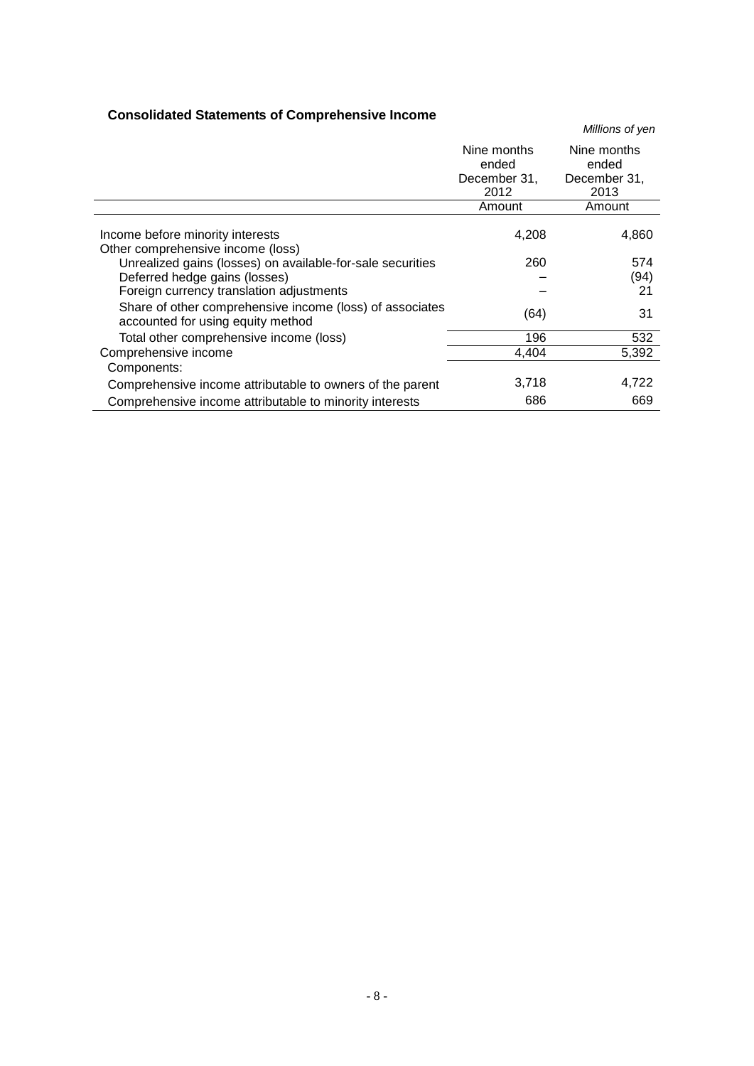### Consolidated Statements of Comprehensive Income

*Millions of yen*

| | Nine months ended December 31, 2012 | Nine months ended December 31, 2013 |
|---|---|---|
| | Amount | Amount |
| Income before minority interests | 4,208 | 4,860 |
| Other comprehensive income (loss) | | |
| Unrealized gains (losses) on available-for-sale securities | 260 | 574 |
| Deferred hedge gains (losses) | – | (94) |
| Foreign currency translation adjustments | – | 21 |
| Share of other comprehensive income (loss) of associates accounted for using equity method | (64) | 31 |
| Total other comprehensive income (loss) | 196 | 532 |
| Comprehensive income | 4,404 | 5,392 |
| Components: | | |
| Comprehensive income attributable to owners of the parent | 3,718 | 4,722 |
| Comprehensive income attributable to minority interests | 686 | 669 |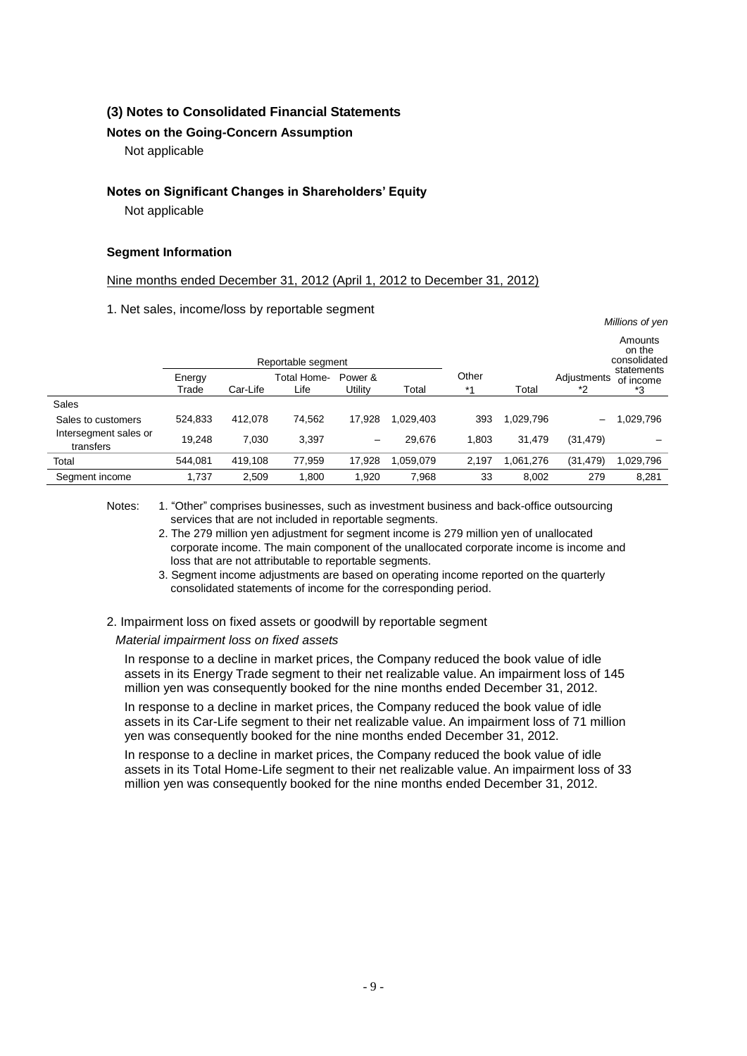## (3) Notes to Consolidated Financial Statements

### Notes on the Going-Concern Assumption

Not applicable

### Notes on Significant Changes in Shareholders' Equity

Not applicable

### Segment Information

Nine months ended December 31, 2012 (April 1, 2012 to December 31, 2012)

1. Net sales, income/loss by reportable segment

*Millions of yen*

| | Reportable segment | | | | | Other *1 | Total | Adjustments *2 | Amounts on the consolidated statements of income *3 |
|---|---|---|---|---|---|---|---|---|---|
| | Energy Trade | Car-Life | Total Home-Life | Power & Utility | Total | | | | |
| Sales | | | | | | | | | |
| Sales to customers | 524,833 | 412,078 | 74,562 | 17,928 | 1,029,403 | 393 | 1,029,796 | – | 1,029,796 |
| Intersegment sales or transfers | 19,248 | 7,030 | 3,397 | – | 29,676 | 1,803 | 31,479 | (31,479) | – |
| Total | 544,081 | 419,108 | 77,959 | 17,928 | 1,059,079 | 2,197 | 1,061,276 | (31,479) | 1,029,796 |
| Segment income | 1,737 | 2,509 | 1,800 | 1,920 | 7,968 | 33 | 8,002 | 279 | 8,281 |

Notes:
1. "Other" comprises businesses, such as investment business and back-office outsourcing services that are not included in reportable segments.
2. The 279 million yen adjustment for segment income is 279 million yen of unallocated corporate income. The main component of the unallocated corporate income is income and loss that are not attributable to reportable segments.
3. Segment income adjustments are based on operating income reported on the quarterly consolidated statements of income for the corresponding period.

2. Impairment loss on fixed assets or goodwill by reportable segment

*Material impairment loss on fixed assets*

In response to a decline in market prices, the Company reduced the book value of idle assets in its Energy Trade segment to their net realizable value. An impairment loss of 145 million yen was consequently booked for the nine months ended December 31, 2012.

In response to a decline in market prices, the Company reduced the book value of idle assets in its Car-Life segment to their net realizable value. An impairment loss of 71 million yen was consequently booked for the nine months ended December 31, 2012.

In response to a decline in market prices, the Company reduced the book value of idle assets in its Total Home-Life segment to their net realizable value. An impairment loss of 33 million yen was consequently booked for the nine months ended December 31, 2012.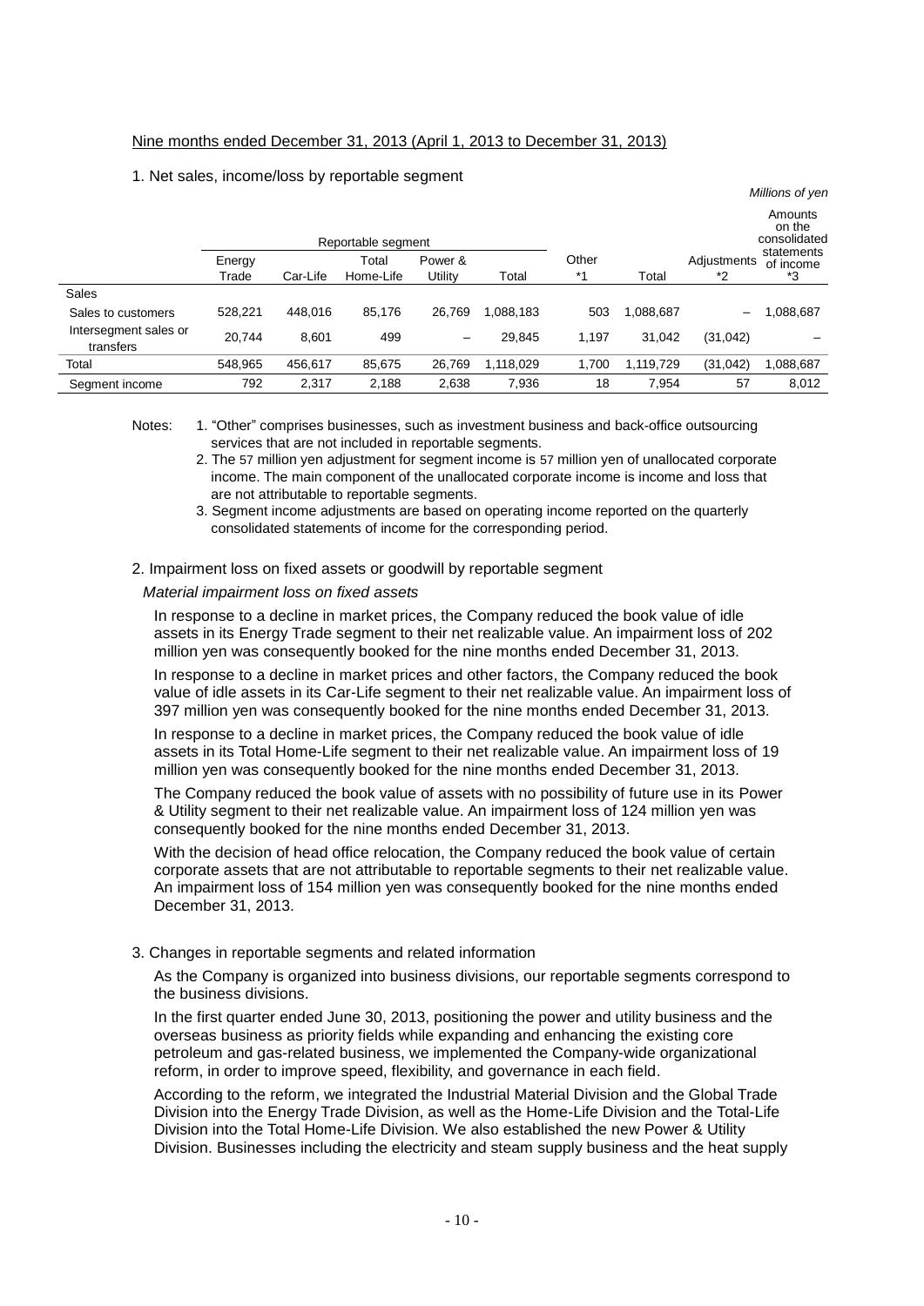Nine months ended December 31, 2013 (April 1, 2013 to December 31, 2013)

1. Net sales, income/loss by reportable segment

*Millions of yen*

| | Reportable segment | | | | | Other *1 | Total | Adjustments *2 | Amounts on the consolidated statements of income *3 |
|---|---|---|---|---|---|---|---|---|---|
| | Energy Trade | Car-Life | Total Home-Life | Power & Utility | Total | | | | |
| Sales | | | | | | | | | |
| Sales to customers | 528,221 | 448,016 | 85,176 | 26,769 | 1,088,183 | 503 | 1,088,687 | – | 1,088,687 |
| Intersegment sales or transfers | 20,744 | 8,601 | 499 | – | 29,845 | 1,197 | 31,042 | (31,042) | – |
| Total | 548,965 | 456,617 | 85,675 | 26,769 | 1,118,029 | 1,700 | 1,119,729 | (31,042) | 1,088,687 |
| Segment income | 792 | 2,317 | 2,188 | 2,638 | 7,936 | 18 | 7,954 | 57 | 8,012 |

Notes:
1. “Other” comprises businesses, such as investment business and back-office outsourcing services that are not included in reportable segments.
2. The 57 million yen adjustment for segment income is 57 million yen of unallocated corporate income. The main component of the unallocated corporate income is income and loss that are not attributable to reportable segments.
3. Segment income adjustments are based on operating income reported on the quarterly consolidated statements of income for the corresponding period.

2. Impairment loss on fixed assets or goodwill by reportable segment

*Material impairment loss on fixed assets*

In response to a decline in market prices, the Company reduced the book value of idle assets in its Energy Trade segment to their net realizable value. An impairment loss of 202 million yen was consequently booked for the nine months ended December 31, 2013.

In response to a decline in market prices and other factors, the Company reduced the book value of idle assets in its Car-Life segment to their net realizable value. An impairment loss of 397 million yen was consequently booked for the nine months ended December 31, 2013.

In response to a decline in market prices, the Company reduced the book value of idle assets in its Total Home-Life segment to their net realizable value. An impairment loss of 19 million yen was consequently booked for the nine months ended December 31, 2013.

The Company reduced the book value of assets with no possibility of future use in its Power & Utility segment to their net realizable value. An impairment loss of 124 million yen was consequently booked for the nine months ended December 31, 2013.

With the decision of head office relocation, the Company reduced the book value of certain corporate assets that are not attributable to reportable segments to their net realizable value. An impairment loss of 154 million yen was consequently booked for the nine months ended December 31, 2013.

3. Changes in reportable segments and related information

As the Company is organized into business divisions, our reportable segments correspond to the business divisions.

In the first quarter ended June 30, 2013, positioning the power and utility business and the overseas business as priority fields while expanding and enhancing the existing core petroleum and gas-related business, we implemented the Company-wide organizational reform, in order to improve speed, flexibility, and governance in each field.

According to the reform, we integrated the Industrial Material Division and the Global Trade Division into the Energy Trade Division, as well as the Home-Life Division and the Total-Life Division into the Total Home-Life Division. We also established the new Power & Utility Division. Businesses including the electricity and steam supply business and the heat supply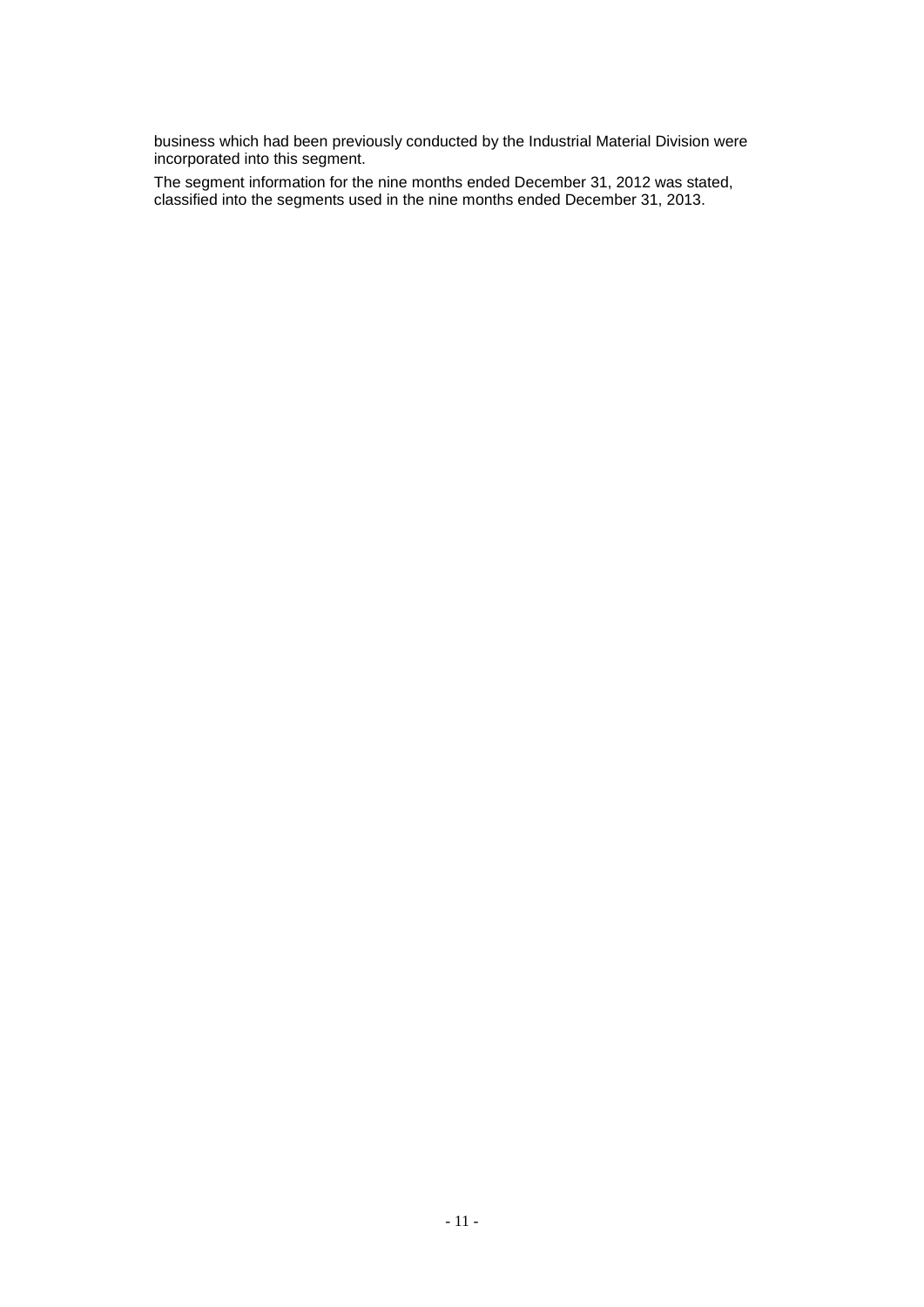business which had been previously conducted by the Industrial Material Division were incorporated into this segment.

The segment information for the nine months ended December 31, 2012 was stated, classified into the segments used in the nine months ended December 31, 2013.